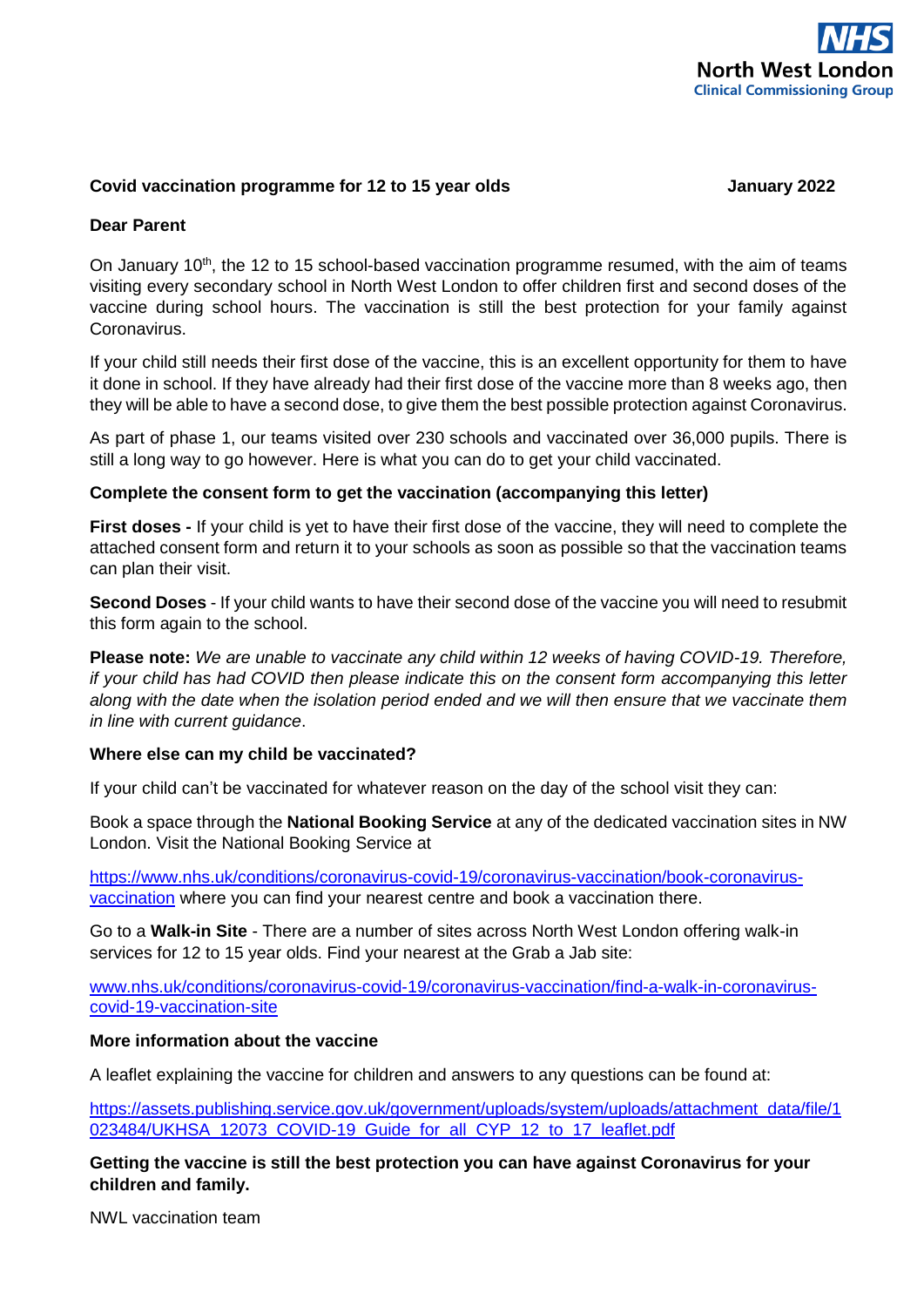NHS
North West London
Clinical Commissioning Group

**Covid vaccination programme for 12 to 15 year olds** **January 2022**

**Dear Parent**

On January 10th, the 12 to 15 school-based vaccination programme resumed, with the aim of teams visiting every secondary school in North West London to offer children first and second doses of the vaccine during school hours. The vaccination is still the best protection for your family against Coronavirus.

If your child still needs their first dose of the vaccine, this is an excellent opportunity for them to have it done in school. If they have already had their first dose of the vaccine more than 8 weeks ago, then they will be able to have a second dose, to give them the best possible protection against Coronavirus.

As part of phase 1, our teams visited over 230 schools and vaccinated over 36,000 pupils. There is still a long way to go however. Here is what you can do to get your child vaccinated.

**Complete the consent form to get the vaccination (accompanying this letter)**

**First doses -** If your child is yet to have their first dose of the vaccine, they will need to complete the attached consent form and return it to your schools as soon as possible so that the vaccination teams can plan their visit.

**Second Doses** - If your child wants to have their second dose of the vaccine you will need to resubmit this form again to the school.

**Please note:** *We are unable to vaccinate any child within 12 weeks of having COVID-19. Therefore, if your child has had COVID then please indicate this on the consent form accompanying this letter along with the date when the isolation period ended and we will then ensure that we vaccinate them in line with current guidance*.

**Where else can my child be vaccinated?**

If your child can't be vaccinated for whatever reason on the day of the school visit they can:

Book a space through the **National Booking Service** at any of the dedicated vaccination sites in NW London. Visit the National Booking Service at

https://www.nhs.uk/conditions/coronavirus-covid-19/coronavirus-vaccination/book-coronavirus-vaccination where you can find your nearest centre and book a vaccination there.

Go to a **Walk-in Site** - There are a number of sites across North West London offering walk-in services for 12 to 15 year olds. Find your nearest at the Grab a Jab site:

www.nhs.uk/conditions/coronavirus-covid-19/coronavirus-vaccination/find-a-walk-in-coronavirus-covid-19-vaccination-site

**More information about the vaccine**

A leaflet explaining the vaccine for children and answers to any questions can be found at:

https://assets.publishing.service.gov.uk/government/uploads/system/uploads/attachment_data/file/1023484/UKHSA_12073_COVID-19_Guide_for_all_CYP_12_to_17_leaflet.pdf

**Getting the vaccine is still the best protection you can have against Coronavirus for your children and family.**

NWL vaccination team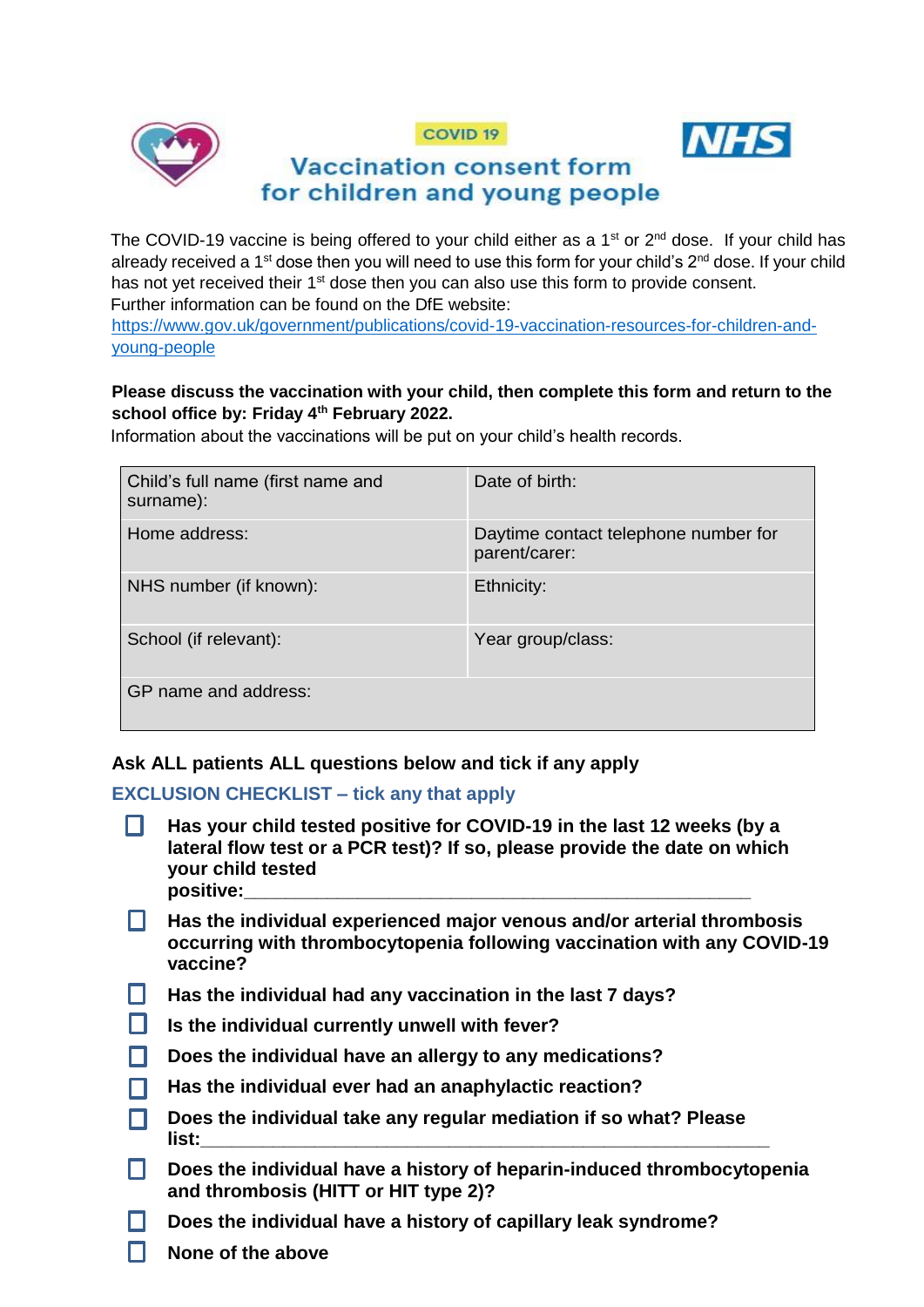COVID 19

# Vaccination consent form for children and young people

The COVID-19 vaccine is being offered to your child either as a 1st or 2nd dose. If your child has already received a 1st dose then you will need to use this form for your child's 2nd dose. If your child has not yet received their 1st dose then you can also use this form to provide consent.
Further information can be found on the DfE website:
https://www.gov.uk/government/publications/covid-19-vaccination-resources-for-children-and-young-people

**Please discuss the vaccination with your child, then complete this form and return to the school office by: Friday 4th February 2022.**
Information about the vaccinations will be put on your child's health records.

| Child's full name (first name and surname): | Date of birth: |
|---|---|
| Home address: | Daytime contact telephone number for parent/carer: |
| NHS number (if known): | Ethnicity: |
| School (if relevant): | Year group/class: |
| GP name and address: | |

**Ask ALL patients ALL questions below and tick if any apply**

## EXCLUSION CHECKLIST – tick any that apply

- ☐ **Has your child tested positive for COVID-19 in the last 12 weeks (by a lateral flow test or a PCR test)? If so, please provide the date on which your child tested positive:\_\_\_\_\_\_\_\_\_\_\_\_\_\_\_\_\_\_\_\_\_\_\_\_\_\_\_\_\_\_\_\_\_\_\_\_\_\_\_\_\_\_\_\_\_\_\_\_**
- ☐ **Has the individual experienced major venous and/or arterial thrombosis occurring with thrombocytopenia following vaccination with any COVID-19 vaccine?**
- ☐ **Has the individual had any vaccination in the last 7 days?**
- ☐ **Is the individual currently unwell with fever?**
- ☐ **Does the individual have an allergy to any medications?**
- ☐ **Has the individual ever had an anaphylactic reaction?**
- ☐ **Does the individual take any regular mediation if so what? Please list:\_\_\_\_\_\_\_\_\_\_\_\_\_\_\_\_\_\_\_\_\_\_\_\_\_\_\_\_\_\_\_\_\_\_\_\_\_\_\_\_\_\_\_\_\_\_\_\_\_\_\_\_\_\_**
- ☐ **Does the individual have a history of heparin-induced thrombocytopenia and thrombosis (HITT or HIT type 2)?**
- ☐ **Does the individual have a history of capillary leak syndrome?**
- ☐ **None of the above**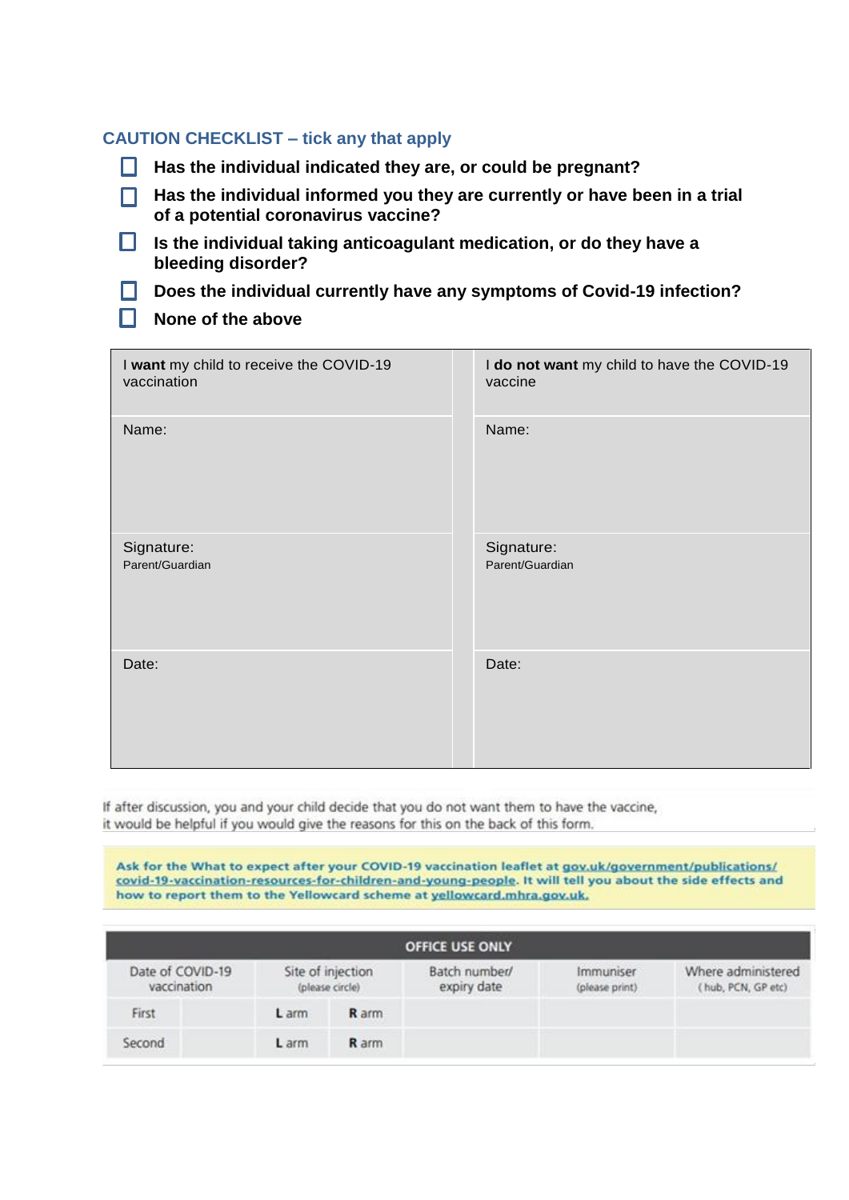## CAUTION CHECKLIST – tick any that apply

- ☐ **Has the individual indicated they are, or could be pregnant?**
- ☐ **Has the individual informed you they are currently or have been in a trial of a potential coronavirus vaccine?**
- ☐ **Is the individual taking anticoagulant medication, or do they have a bleeding disorder?**
- ☐ **Does the individual currently have any symptoms of Covid-19 infection?**
- ☐ **None of the above**

| I **want** my child to receive the COVID-19 vaccination | I **do not want** my child to have the COVID-19 vaccine |
|---|---|
| Name: | Name: |
| Signature:<br>Parent/Guardian | Signature:<br>Parent/Guardian |
| Date: | Date: |

If after discussion, you and your child decide that you do not want them to have the vaccine, it would be helpful if you would give the reasons for this on the back of this form.

**Ask for the What to expect after your COVID-19 vaccination leaflet at gov.uk/government/publications/covid-19-vaccination-resources-for-children-and-young-people. It will tell you about the side effects and how to report them to the Yellowcard scheme at yellowcard.mhra.gov.uk.**

| OFFICE USE ONLY | | | | | | |
|---|---|---|---|---|---|---|
| Date of COVID-19 vaccination | | Site of injection (please circle) | | Batch number/ expiry date | Immuniser (please print) | Where administered ( hub, PCN, GP etc) |
| First | | **L** arm | **R** arm | | | |
| Second | | **L** arm | **R** arm | | | |